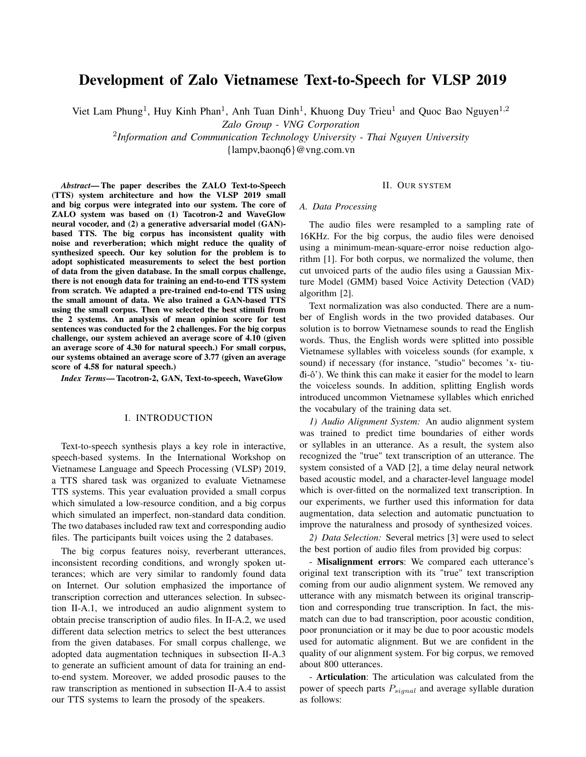# Development of Zalo Vietnamese Text-to-Speech for VLSP 2019

Viet Lam Phung[1], Huy Kinh Phan[1], Anh Tuan Dinh[1], Khuong Duy Trieu[1] and Quoc Bao Nguyen[1,2]

*Zalo Group - VNG Corporation*

[2]*Information and Communication Technology University - Thai Nguyen University*

{lampv,baonq6}@vng.com.vn

***Abstract*— The paper describes the ZALO Text-to-Speech (TTS) system architecture and how the VLSP 2019 small and big corpus were integrated into our system. The core of ZALO system was based on (1) Tacotron-2 and WaveGlow neural vocoder, and (2) a generative adversarial model (GAN)-based TTS. The big corpus has inconsistent quality with noise and reverberation; which might reduce the quality of synthesized speech. Our key solution for the problem is to adopt sophisticated measurements to select the best portion of data from the given database. In the small corpus challenge, there is not enough data for training an end-to-end TTS system from scratch. We adapted a pre-trained end-to-end TTS using the small amount of data. We also trained a GAN-based TTS using the small corpus. Then we selected the best stimuli from the 2 systems. An analysis of mean opinion score for test sentences was conducted for the 2 challenges. For the big corpus challenge, our system achieved an average score of 4.10 (given an average score of 4.30 for natural speech.) For small corpus, our systems obtained an average score of 3.77 (given an average score of 4.58 for natural speech.)**

***Index Terms*— Tacotron-2, GAN, Text-to-speech, WaveGlow**

## I. INTRODUCTION

Text-to-speech synthesis plays a key role in interactive, speech-based systems. In the International Workshop on Vietnamese Language and Speech Processing (VLSP) 2019, a TTS shared task was organized to evaluate Vietnamese TTS systems. This year evaluation provided a small corpus which simulated a low-resource condition, and a big corpus which simulated an imperfect, non-standard data condition. The two databases included raw text and corresponding audio files. The participants built voices using the 2 databases.

The big corpus features noisy, reverberant utterances, inconsistent recording conditions, and wrongly spoken utterances; which are very similar to randomly found data on Internet. Our solution emphasized the importance of transcription correction and utterances selection. In subsection II-A.1, we introduced an audio alignment system to obtain precise transcription of audio files. In II-A.2, we used different data selection metrics to select the best utterances from the given databases. For small corpus challenge, we adopted data augmentation techniques in subsection II-A.3 to generate an sufficient amount of data for training an end-to-end system. Moreover, we added prosodic pauses to the raw transcription as mentioned in subsection II-A.4 to assist our TTS systems to learn the prosody of the speakers.

## II. OUR SYSTEM

### A. Data Processing

The audio files were resampled to a sampling rate of 16KHz. For the big corpus, the audio files were denoised using a minimum-mean-square-error noise reduction algorithm [1]. For both corpus, we normalized the volume, then cut unvoiced parts of the audio files using a Gaussian Mixture Model (GMM) based Voice Activity Detection (VAD) algorithm [2].

Text normalization was also conducted. There are a number of English words in the two provided databases. Our solution is to borrow Vietnamese sounds to read the English words. Thus, the English words were splitted into possible Vietnamese syllables with voiceless sounds (for example, x sound) if necessary (for instance, "studio" becomes 'x- tiu-đi-ô'). We think this can make it easier for the model to learn the voiceless sounds. In addition, splitting English words introduced uncommon Vietnamese syllables which enriched the vocabulary of the training data set.

*1) Audio Alignment System:* An audio alignment system was trained to predict time boundaries of either words or syllables in an utterance. As a result, the system also recognized the "true" text transcription of an utterance. The system consisted of a VAD [2], a time delay neural network based acoustic model, and a character-level language model which is over-fitted on the normalized text transcription. In our experiments, we further used this information for data augmentation, data selection and automatic punctuation to improve the naturalness and prosody of synthesized voices.

*2) Data Selection:* Several metrics [3] were used to select the best portion of audio files from provided big corpus:

- **Misalignment errors**: We compared each utterance's original text transcription with its "true" text transcription coming from our audio alignment system. We removed any utterance with any mismatch between its original transcription and corresponding true transcription. In fact, the mismatch can due to bad transcription, poor acoustic condition, poor pronunciation or it may be due to poor acoustic models used for automatic alignment. But we are confident in the quality of our alignment system. For big corpus, we removed about 800 utterances.

- **Articulation**: The articulation was calculated from the power of speech parts $P_{signal}$ and average syllable duration as follows: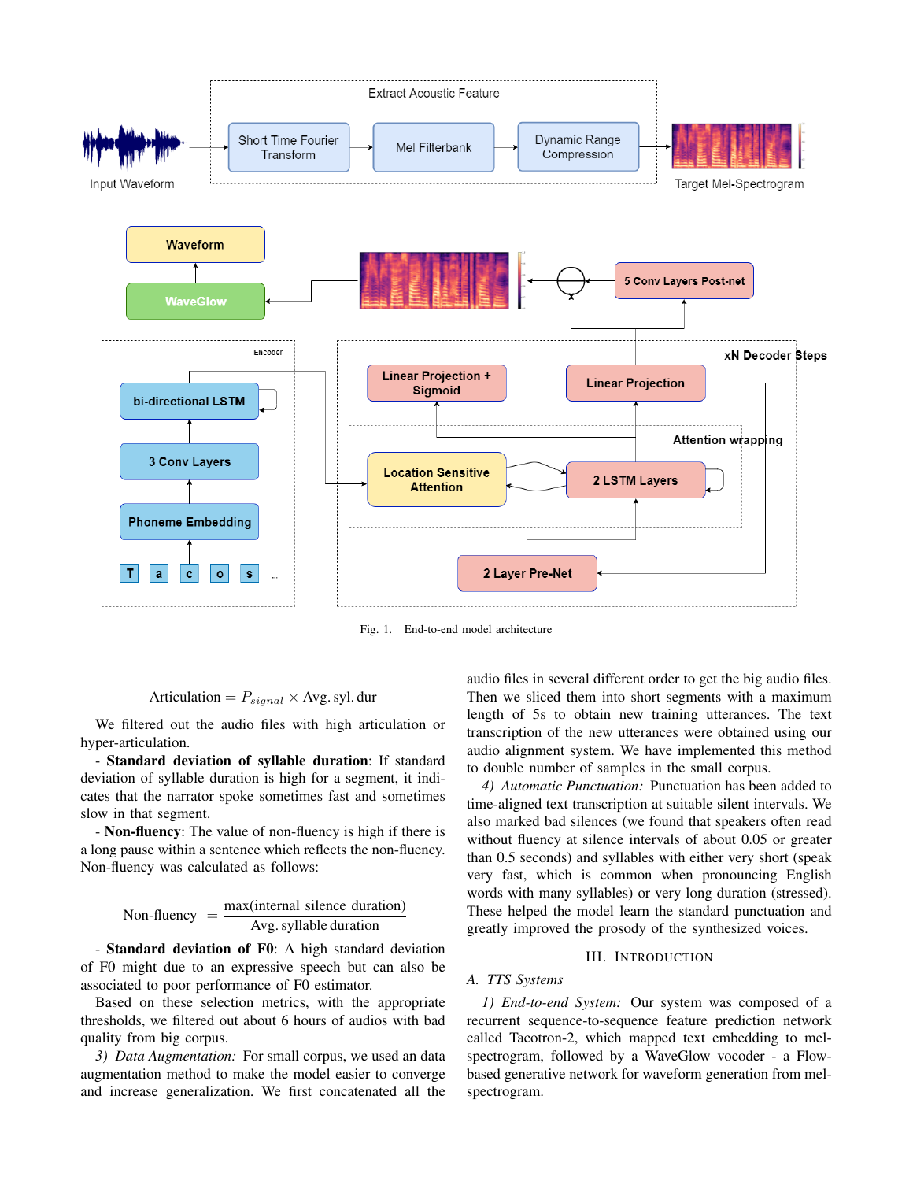Fig. 1. End-to-end model architecture

$$\text{Articulation} = P_{signal} \times \text{Avg. syl. dur}$$

We filtered out the audio files with high articulation or hyper-articulation.

- **Standard deviation of syllable duration**: If standard deviation of syllable duration is high for a segment, it indicates that the narrator spoke fast sometimes and sometimes slow in that segment.

- **Non-fluency**: The value of non-fluency is high if there is a long pause within a sentence which reflects the non-fluency. Non-fluency was calculated as follows:

$$\text{Non-fluency} = \frac{\max(\text{internal silence duration})}{\text{Avg. syllable duration}}$$

- **Standard deviation of F0**: A high standard deviation of F0 might due to an expressive speech but can also be associated to poor performance of F0 estimator.

Based on these selection metrics, with the appropriate thresholds, we filtered out about 6 hours of audios with bad quality from big corpus.

*3) Data Augmentation:* For small corpus, we used an data augmentation method to make the model easier to converge and increase generalization. We first concatenated all the audio files in several different order to get the big audio files. Then we sliced them into short segments with a maximum length of 5s to obtain new training utterances. The text transcription of the new utterances were obtained using our audio alignment system. We have implemented this method to double number of samples in the small corpus.

*4) Automatic Punctuation:* Punctuation has been added to time-aligned text transcription at suitable silent intervals. We also marked bad silences (we found that speakers often read without fluency at silence intervals of about 0.05 or greater than 0.5 seconds) and syllables with either very short (speak very fast, which is common when pronouncing English words with many syllables) or very long duration (stressed). These helped the model learn the standard punctuation and greatly improved the prosody of the synthesized voices.

## III. Introduction

### A. TTS Systems

*1) End-to-end System:* Our system was composed of a recurrent sequence-to-sequence feature prediction network called Tacotron-2, which mapped text embedding to mel-spectrogram, followed by a WaveGlow vocoder - a Flow-based generative network for waveform generation from mel-spectrogram.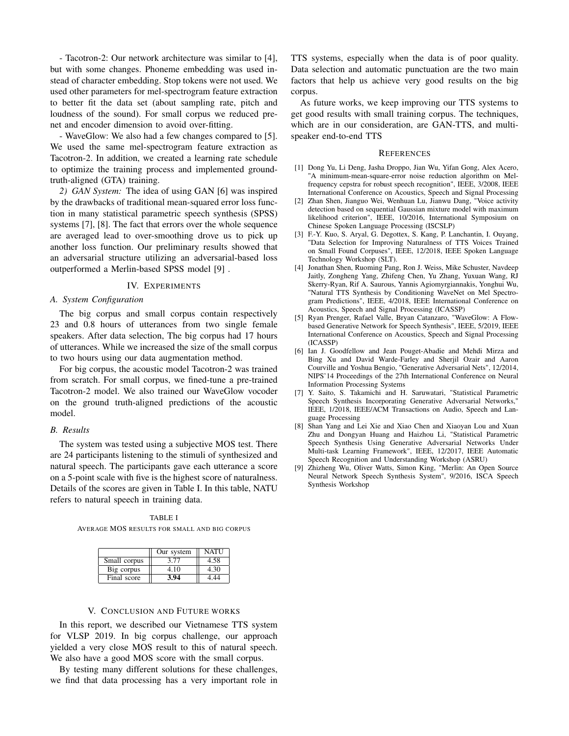- Tacotron-2: Our network architecture was similar to [4], but with some changes. Phoneme embedding was used instead of character embedding. Stop tokens were not used. We used other parameters for mel-spectrogram feature extraction to better fit the data set (about sampling rate, pitch and loudness of the sound). For small corpus we reduced prenet and encoder dimension to avoid over-fitting.

- WaveGlow: We also had a few changes compared to [5]. We used the same mel-spectrogram feature extraction as Tacotron-2. In addition, we created a learning rate schedule to optimize the training process and implemented ground-truth-aligned (GTA) training.

*2) GAN System:* The idea of using GAN [6] was inspired by the drawbacks of traditional mean-squared error loss function in many statistical parametric speech synthesis (SPSS) systems [7], [8]. The fact that errors over the whole sequence are averaged lead to over-smoothing drove us to pick up another loss function. Our preliminary results showed that an adversarial structure utilizing an adversarial-based loss outperformed a Merlin-based SPSS model [9] .

## IV. Experiments

### A. System Configuration

The big corpus and small corpus contain respectively 23 and 0.8 hours of utterances from two single female speakers. After data selection, The big corpus had 17 hours of utterances. While we increased the size of the small corpus to two hours using our data augmentation method.

For big corpus, the acoustic model Tacotron-2 was trained from scratch. For small corpus, we fined-tune a pre-trained Tacotron-2 model. We also trained our WaveGlow vocoder on the ground truth-aligned predictions of the acoustic model.

### B. Results

The system was tested using a subjective MOS test. There are 24 participants listening to the stimuli of synthesized and natural speech. The participants gave each utterance a score on a 5-point scale with five is the highest score of naturalness. Details of the scores are given in Table I. In this table, NATU refers to natural speech in training data.

TABLE I
Average MOS results for small and big corpus

| | Our system | NATU |
|---|---|---|
| Small corpus | 3.77 | 4.58 |
| Big corpus | 4.10 | 4.30 |
| Final score | **3.94** | 4.44 |

## V. Conclusion and Future works

In this report, we described our Vietnamese TTS system for VLSP 2019. In big corpus challenge, our approach yielded a very close MOS result to this of natural speech. We also have a good MOS score with the small corpus.

By testing many different solutions for these challenges, we find that data processing has a very important role in TTS systems, especially when the data is of poor quality. Data selection and automatic punctuation are the two main factors that help us achieve very good results on the big corpus.

As future works, we keep improving our TTS systems to get good results with small training corpus. The techniques, which are in our consideration, are GAN-TTS, and multi-speaker end-to-end TTS

## References

[1] Dong Yu, Li Deng, Jasha Droppo, Jian Wu, Yifan Gong, Alex Acero, "A minimum-mean-square-error noise reduction algorithm on Mel-frequency cepstra for robust speech recognition", IEEE, 3/2008, IEEE International Conference on Acoustics, Speech and Signal Processing

[2] Zhan Shen, Jianguo Wei, Wenhuan Lu, Jianwu Dang, "Voice activity detection based on sequential Gaussian mixture model with maximum likelihood criterion", IEEE, 10/2016, International Symposium on Chinese Spoken Language Processing (ISCSLP)

[3] F.-Y. Kuo, S. Aryal, G. Degottex, S. Kang, P. Lanchantin, I. Ouyang, "Data Selection for Improving Naturalness of TTS Voices Trained on Small Found Corpuses", IEEE, 12/2018, IEEE Spoken Language Technology Workshop (SLT).

[4] Jonathan Shen, Ruoming Pang, Ron J. Weiss, Mike Schuster, Navdeep Jaitly, Zongheng Yang, Zhifeng Chen, Yu Zhang, Yuxuan Wang, RJ Skerry-Ryan, Rif A. Saurous, Yannis Agiomyrgiannakis, Yonghui Wu, "Natural TTS Synthesis by Conditioning WaveNet on Mel Spectrogram Predictions", IEEE, 4/2018, IEEE International Conference on Acoustics, Speech and Signal Processing (ICASSP)

[5] Ryan Prenger, Rafael Valle, Bryan Catanzaro, "WaveGlow: A Flow-based Generative Network for Speech Synthesis", IEEE, 5/2019, IEEE International Conference on Acoustics, Speech and Signal Processing (ICASSP)

[6] Ian J. Goodfellow and Jean Pouget-Abadie and Mehdi Mirza and Bing Xu and David Warde-Farley and Sherjil Ozair and Aaron Courville and Yoshua Bengio, "Generative Adversarial Nets", 12/2014, NIPS'14 Proceedings of the 27th International Conference on Neural Information Processing Systems

[7] Y. Saito, S. Takamichi and H. Saruwatari, "Statistical Parametric Speech Synthesis Incorporating Generative Adversarial Networks," IEEE, 1/2018, IEEE/ACM Transactions on Audio, Speech and Language Processing

[8] Shan Yang and Lei Xie and Xiao Chen and Xiaoyan Lou and Xuan Zhu and Dongyan Huang and Haizhou Li, "Statistical Parametric Speech Synthesis Using Generative Adversarial Networks Under Multi-task Learning Framework", IEEE, 12/2017, IEEE Automatic Speech Recognition and Understanding Workshop (ASRU)

[9] Zhizheng Wu, Oliver Watts, Simon King, "Merlin: An Open Source Neural Network Speech Synthesis System", 9/2016, ISCA Speech Synthesis Workshop